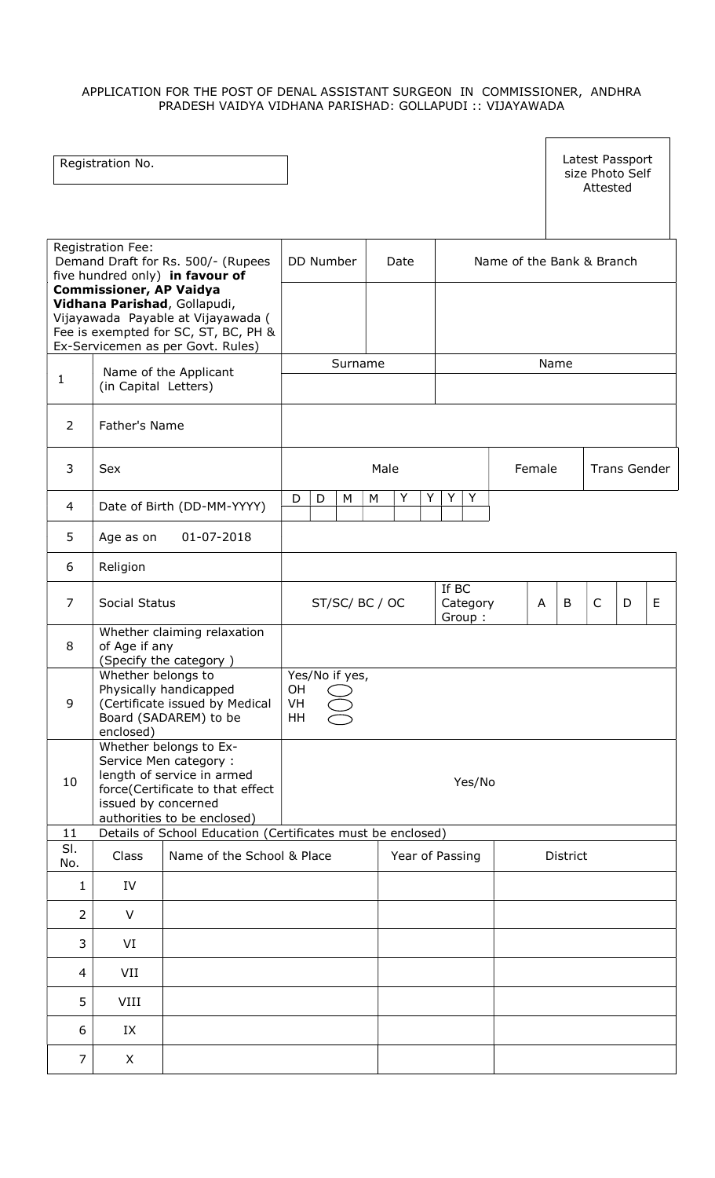APPLICATION FOR THE POST OF DENAL ASSISTANT SURGEON IN COMMISSIONER, ANDHRA PRADESH VAIDYA VIDHANA PARISHAD: GOLLAPUDI :: VIJAYAWADA

| Registration No. | | Latest Passport size Photo Self Attested |
|---|---|---|

| Registration Fee: Demand Draft for Rs. 500/- (Rupees five hundred only) **in favour of Commissioner, AP Vaidya Vidhana Parishad**, Gollapudi, Vijayawada Payable at Vijayawada ( Fee is exempted for SC, ST, BC, PH & Ex-Servicemen as per Govt. Rules) | DD Number | Date | Name of the Bank & Branch |
|---|---|---|---|
| | | | |

| | | | |
|---|---|---|---|
| 1 | Name of the Applicant (in Capital Letters) | Surname | Name |
| 2 | Father's Name | | |
| 3 | Sex | Male | Female / Trans Gender |
| 4 | Date of Birth (DD-MM-YYYY) | D D M M Y Y Y Y | |
| 5 | Age as on 01-07-2018 | | |
| 6 | Religion | | |
| 7 | Social Status | ST/SC/ BC / OC | If BC Category Group : A B C D E |
| 8 | Whether claiming relaxation of Age if any (Specify the category ) | | |
| 9 | Whether belongs to Physically handicapped (Certificate issued by Medical Board (SADAREM) to be enclosed) | Yes/No if yes, OH ◯ VH ◯ HH ◯ | |
| 10 | Whether belongs to Ex-Service Men category : length of service in armed force(Certificate to that effect issued by concerned authorities to be enclosed) | Yes/No | |

11 Details of School Education (Certificates must be enclosed)

| Sl. No. | Class | Name of the School & Place | Year of Passing | District |
|---|---|---|---|---|
| 1 | IV | | | |
| 2 | V | | | |
| 3 | VI | | | |
| 4 | VII | | | |
| 5 | VIII | | | |
| 6 | IX | | | |
| 7 | X | | | |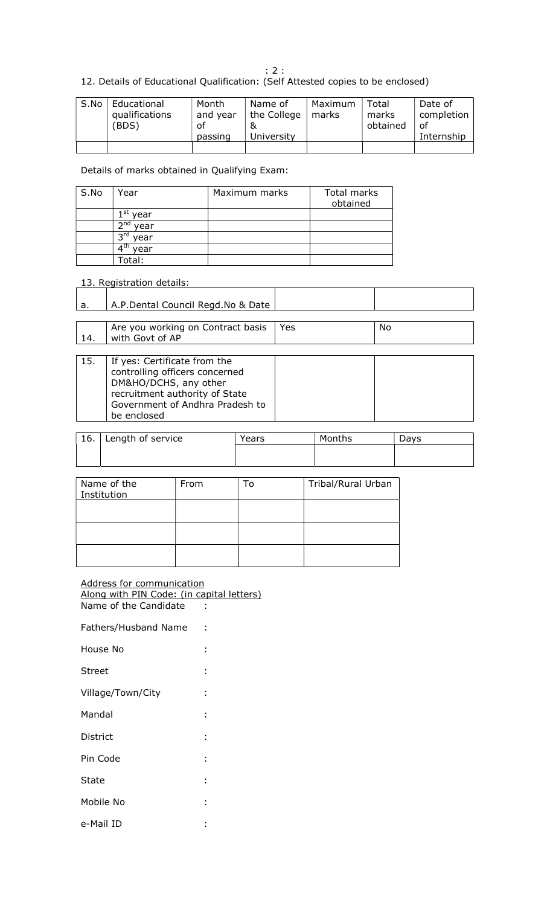12. Details of Educational Qualification: (Self Attested copies to be enclosed)

| S.No | Educational qualifications (BDS) | Month and year of passing | Name of the College & University | Maximum marks | Total marks obtained | Date of completion of Internship |
|---|---|---|---|---|---|---|
| | | | | | | |

Details of marks obtained in Qualifying Exam:

| S.No | Year | Maximum marks | Total marks obtained |
|---|---|---|---|
| | 1st year | | |
| | 2nd year | | |
| | 3rd year | | |
| | 4th year | | |
| | Total: | | |

13. Registration details:

| | | | |
|---|---|---|---|
| a. | A.P.Dental Council Regd.No & Date | | |

| | | | |
|---|---|---|---|
| 14. | Are you working on Contract basis with Govt of AP | Yes | No |

| | | | |
|---|---|---|---|
| 15. | If yes: Certificate from the controlling officers concerned DM&HO/DCHS, any other recruitment authority of State Government of Andhra Pradesh to be enclosed | | |

| 16. | Length of service | Years | Months | Days |
|---|---|---|---|---|
| | | | | |

| Name of the Institution | From | To | Tribal/Rural Urban |
|---|---|---|---|
| | | | |
| | | | |
| | | | |

Address for communication
Along with PIN Code: (in capital letters)

Name of the Candidate :

Fathers/Husband Name :

House No :

Street :

Village/Town/City :

Mandal :

District :

Pin Code :

State :

Mobile No :

e-Mail ID :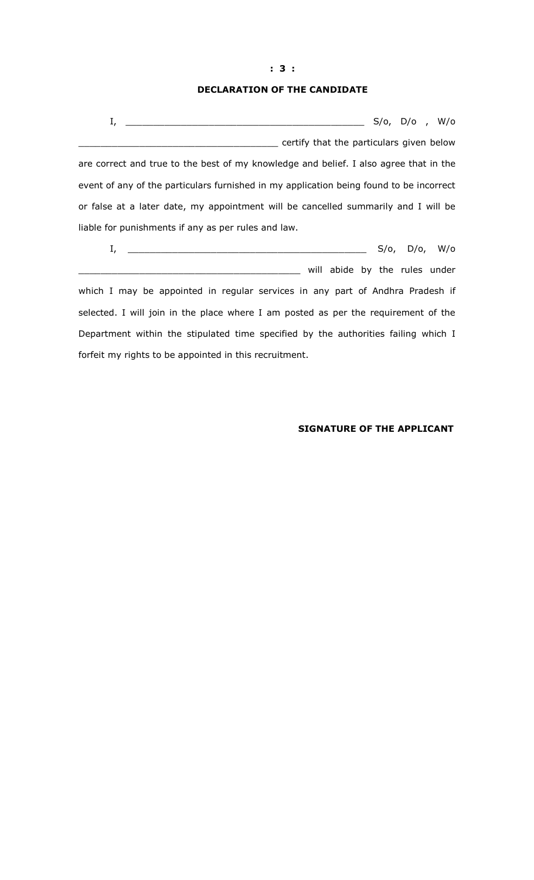## DECLARATION OF THE CANDIDATE

I, ___________________________________________ S/o, D/o , W/o ____________________________________ certify that the particulars given below are correct and true to the best of my knowledge and belief. I also agree that in the event of any of the particulars furnished in my application being found to be incorrect or false at a later date, my appointment will be cancelled summarily and I will be liable for punishments if any as per rules and law.

I, ___________________________________________ S/o, D/o, W/o ________________________________________ will abide by the rules under which I may be appointed in regular services in any part of Andhra Pradesh if selected. I will join in the place where I am posted as per the requirement of the Department within the stipulated time specified by the authorities failing which I forfeit my rights to be appointed in this recruitment.

**SIGNATURE OF THE APPLICANT**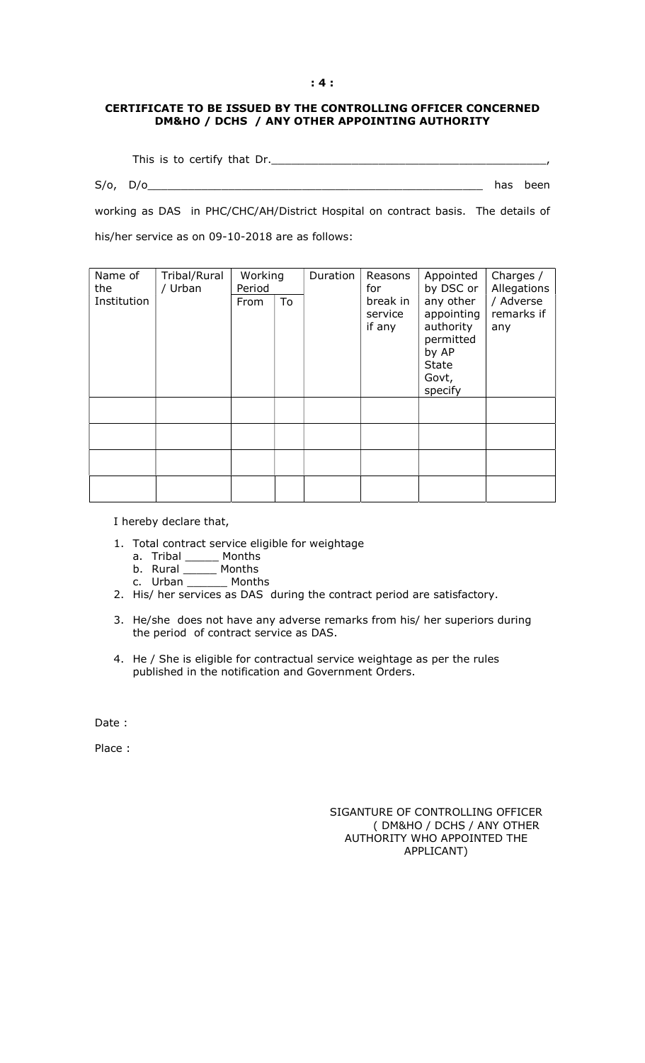## CERTIFICATE TO BE ISSUED BY THE CONTROLLING OFFICER CONCERNED DM&HO / DCHS / ANY OTHER APPOINTING AUTHORITY

This is to certify that Dr.________________________________________,

S/o, D/o__________________________________________________ has been working as DAS in PHC/CHC/AH/District Hospital on contract basis. The details of his/her service as on 09-10-2018 are as follows:

| Name of the Institution | Tribal/Rural / Urban | Working Period | | Duration | Reasons for break in service if any | Appointed by DSC or any other appointing authority permitted by AP State Govt, specify | Charges / Allegations / Adverse remarks if any |
|---|---|---|---|---|---|---|---|
| | | From | To | | | | |
| | | | | | | | |
| | | | | | | | |
| | | | | | | | |
| | | | | | | | |

I hereby declare that,

1. Total contract service eligible for weightage
   a. Tribal _____ Months
   b. Rural _____ Months
   c. Urban ______ Months
2. His/ her services as DAS during the contract period are satisfactory.
3. He/she does not have any adverse remarks from his/ her superiors during the period of contract service as DAS.
4. He / She is eligible for contractual service weightage as per the rules published in the notification and Government Orders.

Date :

Place :

SIGANTURE OF CONTROLLING OFFICER
( DM&HO / DCHS / ANY OTHER AUTHORITY WHO APPOINTED THE APPLICANT)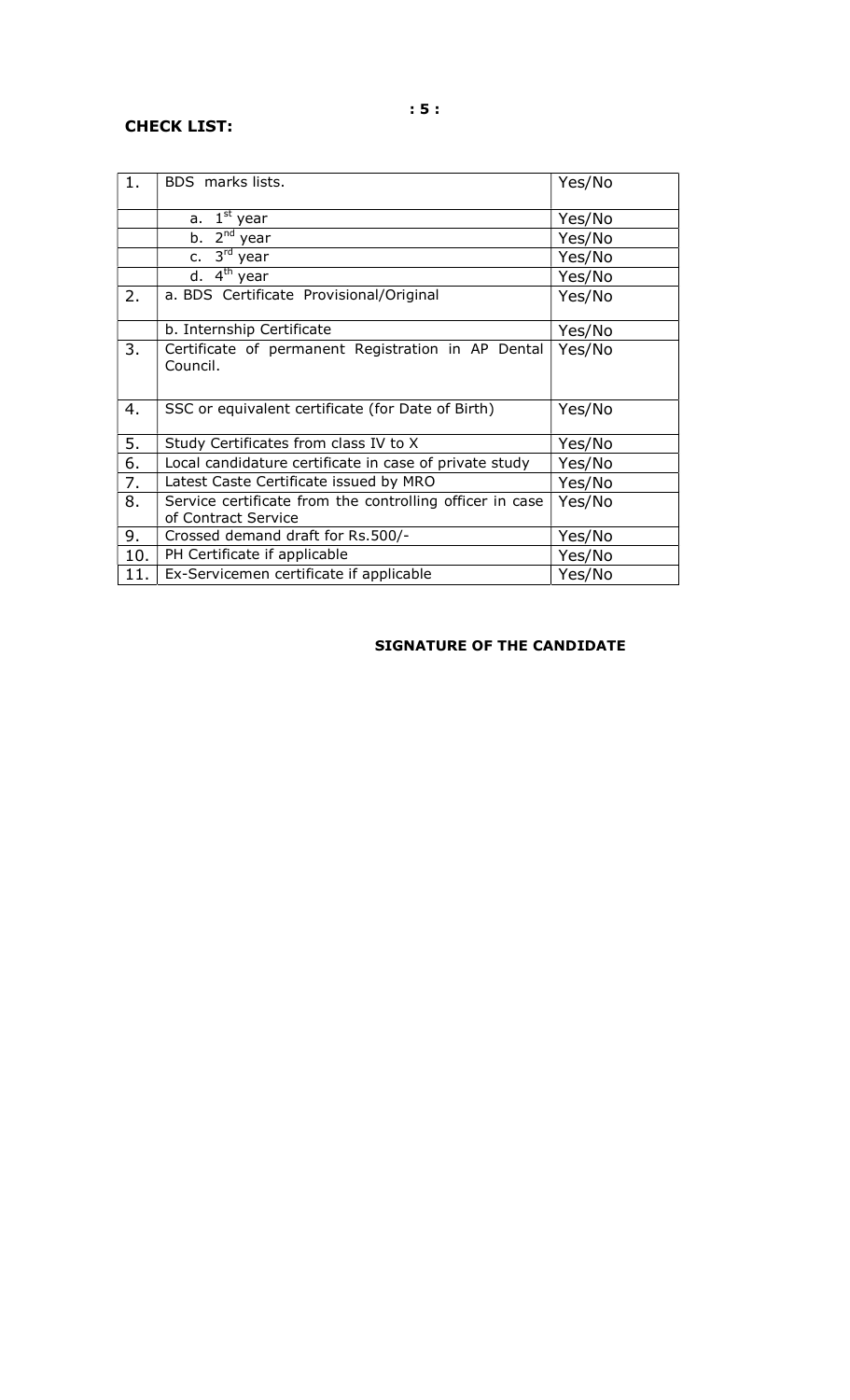**CHECK LIST:**

| | | |
|---|---|---|
| 1. | BDS marks lists. | Yes/No |
| | a. 1st year | Yes/No |
| | b. 2nd year | Yes/No |
| | c. 3rd year | Yes/No |
| | d. 4th year | Yes/No |
| 2. | a. BDS Certificate Provisional/Original | Yes/No |
| | b. Internship Certificate | Yes/No |
| 3. | Certificate of permanent Registration in AP Dental Council. | Yes/No |
| 4. | SSC or equivalent certificate (for Date of Birth) | Yes/No |
| 5. | Study Certificates from class IV to X | Yes/No |
| 6. | Local candidature certificate in case of private study | Yes/No |
| 7. | Latest Caste Certificate issued by MRO | Yes/No |
| 8. | Service certificate from the controlling officer in case of Contract Service | Yes/No |
| 9. | Crossed demand draft for Rs.500/- | Yes/No |
| 10. | PH Certificate if applicable | Yes/No |
| 11. | Ex-Servicemen certificate if applicable | Yes/No |

**SIGNATURE OF THE CANDIDATE**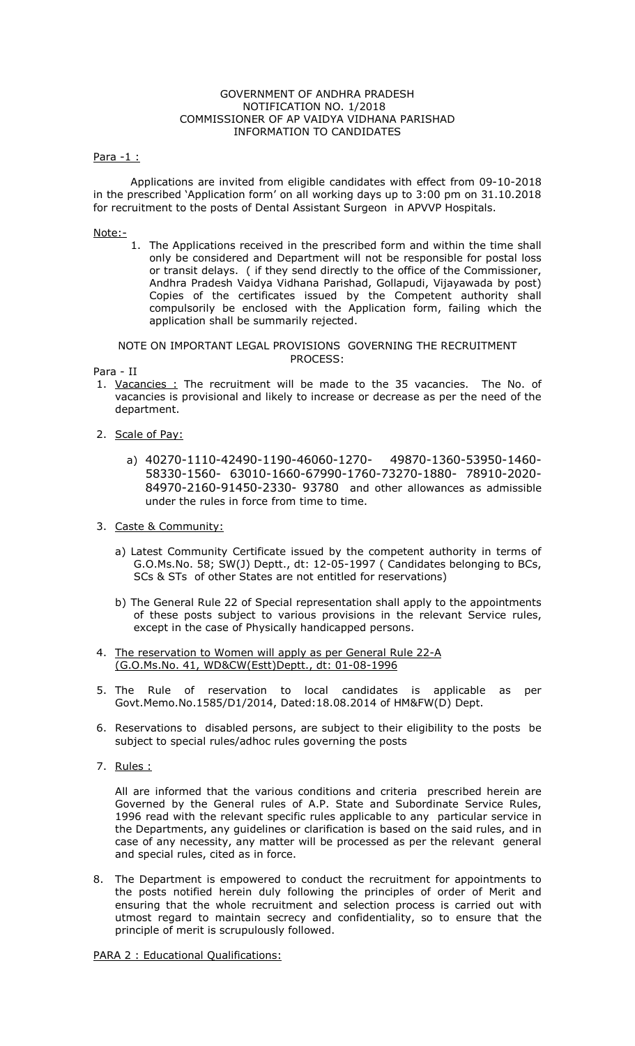GOVERNMENT OF ANDHRA PRADESH
NOTIFICATION NO. 1/2018
COMMISSIONER OF AP VAIDYA VIDHANA PARISHAD
INFORMATION TO CANDIDATES

Para -1 :

Applications are invited from eligible candidates with effect from 09-10-2018 in the prescribed 'Application form' on all working days up to 3:00 pm on 31.10.2018 for recruitment to the posts of Dental Assistant Surgeon in APVVP Hospitals.

Note:-

1. The Applications received in the prescribed form and within the time shall only be considered and Department will not be responsible for postal loss or transit delays. ( if they send directly to the office of the Commissioner, Andhra Pradesh Vaidya Vidhana Parishad, Gollapudi, Vijayawada by post) Copies of the certificates issued by the Competent authority shall compulsorily be enclosed with the Application form, failing which the application shall be summarily rejected.

NOTE ON IMPORTANT LEGAL PROVISIONS GOVERNING THE RECRUITMENT PROCESS:

Para - II

1. Vacancies : The recruitment will be made to the 35 vacancies. The No. of vacancies is provisional and likely to increase or decrease as per the need of the department.

2. Scale of Pay:

   a) 40270-1110-42490-1190-46060-1270- 49870-1360-53950-1460-58330-1560- 63010-1660-67990-1760-73270-1880- 78910-2020-84970-2160-91450-2330- 93780 and other allowances as admissible under the rules in force from time to time.

3. Caste & Community:

   a) Latest Community Certificate issued by the competent authority in terms of G.O.Ms.No. 58; SW(J) Deptt., dt: 12-05-1997 ( Candidates belonging to BCs, SCs & STs of other States are not entitled for reservations)

   b) The General Rule 22 of Special representation shall apply to the appointments of these posts subject to various provisions in the relevant Service rules, except in the case of Physically handicapped persons.

4. The reservation to Women will apply as per General Rule 22-A (G.O.Ms.No. 41, WD&CW(Estt)Deptt., dt: 01-08-1996

5. The Rule of reservation to local candidates is applicable as per Govt.Memo.No.1585/D1/2014, Dated:18.08.2014 of HM&FW(D) Dept.

6. Reservations to disabled persons, are subject to their eligibility to the posts be subject to special rules/adhoc rules governing the posts

7. Rules :

   All are informed that the various conditions and criteria prescribed herein are Governed by the General rules of A.P. State and Subordinate Service Rules, 1996 read with the relevant specific rules applicable to any particular service in the Departments, any guidelines or clarification is based on the said rules, and in case of any necessity, any matter will be processed as per the relevant general and special rules, cited as in force.

8. The Department is empowered to conduct the recruitment for appointments to the posts notified herein duly following the principles of order of Merit and ensuring that the whole recruitment and selection process is carried out with utmost regard to maintain secrecy and confidentiality, so to ensure that the principle of merit is scrupulously followed.

PARA 2 : Educational Qualifications: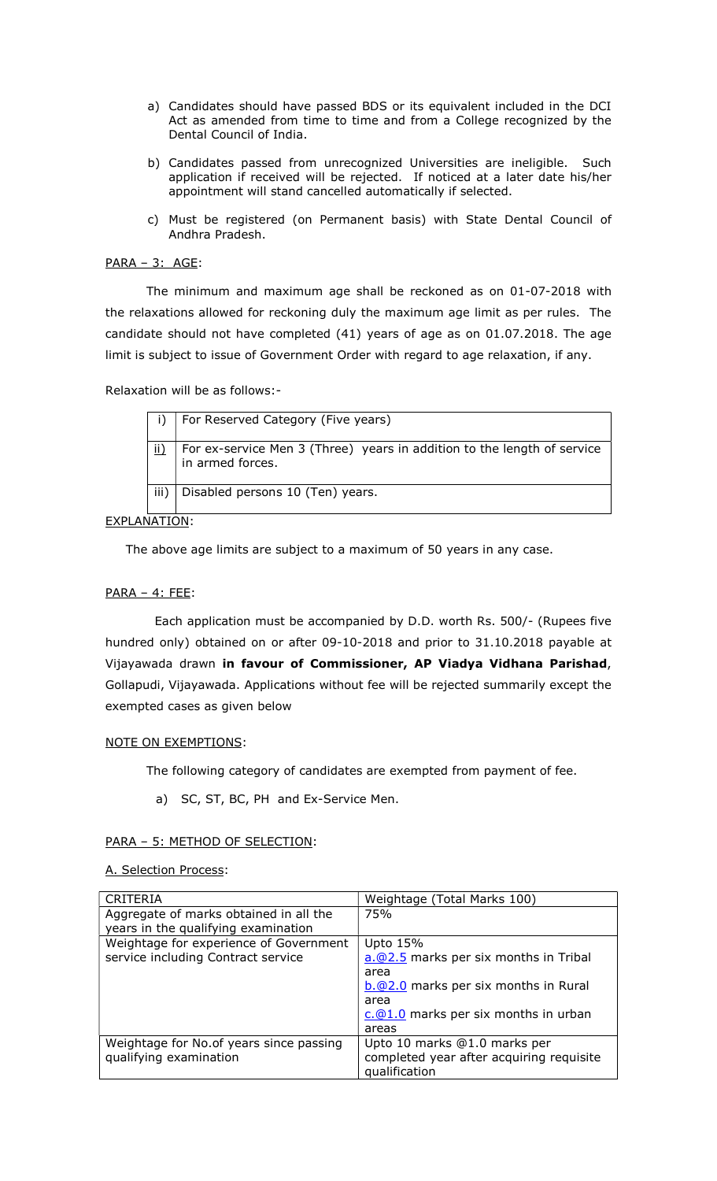a) Candidates should have passed BDS or its equivalent included in the DCI Act as amended from time to time and from a College recognized by the Dental Council of India.

b) Candidates passed from unrecognized Universities are ineligible. Such application if received will be rejected. If noticed at a later date his/her appointment will stand cancelled automatically if selected.

c) Must be registered (on Permanent basis) with State Dental Council of Andhra Pradesh.

PARA – 3: AGE:

The minimum and maximum age shall be reckoned as on 01-07-2018 with the relaxations allowed for reckoning duly the maximum age limit as per rules. The candidate should not have completed (41) years of age as on 01.07.2018. The age limit is subject to issue of Government Order with regard to age relaxation, if any.

Relaxation will be as follows:-

| | |
|---|---|
| i) | For Reserved Category (Five years) |
| ii) | For ex-service Men 3 (Three) years in addition to the length of service in armed forces. |
| iii) | Disabled persons 10 (Ten) years. |

EXPLANATION:

The above age limits are subject to a maximum of 50 years in any case.

PARA – 4: FEE:

Each application must be accompanied by D.D. worth Rs. 500/- (Rupees five hundred only) obtained on or after 09-10-2018 and prior to 31.10.2018 payable at Vijayawada drawn **in favour of Commissioner, AP Viadya Vidhana Parishad**, Gollapudi, Vijayawada. Applications without fee will be rejected summarily except the exempted cases as given below

NOTE ON EXEMPTIONS:

The following category of candidates are exempted from payment of fee.

a) SC, ST, BC, PH and Ex-Service Men.

PARA – 5: METHOD OF SELECTION:

A. Selection Process:

| CRITERIA | Weightage (Total Marks 100) |
|---|---|
| Aggregate of marks obtained in all the years in the qualifying examination | 75% |
| Weightage for experience of Government service including Contract service | Upto 15%<br>a.@2.5 marks per six months in Tribal area<br>b.@2.0 marks per six months in Rural area<br>c.@1.0 marks per six months in urban areas |
| Weightage for No.of years since passing qualifying examination | Upto 10 marks @1.0 marks per completed year after acquiring requisite qualification |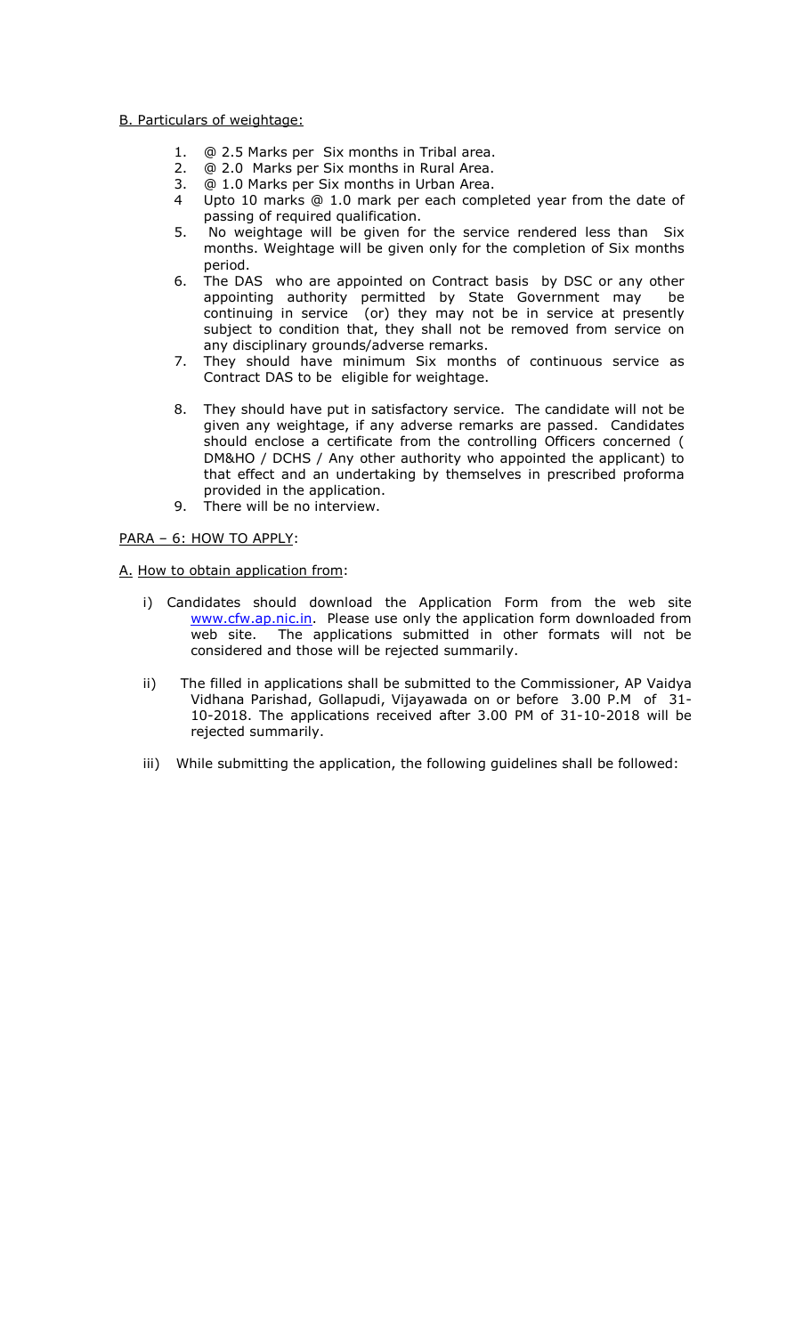<u>B. Particulars of weightage:</u>

1. @ 2.5 Marks per Six months in Tribal area.
2. @ 2.0 Marks per Six months in Rural Area.
3. @ 1.0 Marks per Six months in Urban Area.
4. Upto 10 marks @ 1.0 mark per each completed year from the date of passing of required qualification.
5. No weightage will be given for the service rendered less than Six months. Weightage will be given only for the completion of Six months period.
6. The DAS who are appointed on Contract basis by DSC or any other appointing authority permitted by State Government may be continuing in service (or) they may not be in service at presently subject to condition that, they shall not be removed from service on any disciplinary grounds/adverse remarks.
7. They should have minimum Six months of continuous service as Contract DAS to be eligible for weightage.
8. They should have put in satisfactory service. The candidate will not be given any weightage, if any adverse remarks are passed. Candidates should enclose a certificate from the controlling Officers concerned ( DM&HO / DCHS / Any other authority who appointed the applicant) to that effect and an undertaking by themselves in prescribed proforma provided in the application.
9. There will be no interview.

<u>PARA – 6: HOW TO APPLY</u>:

<u>A. How to obtain application from</u>:

i) Candidates should download the Application Form from the web site www.cfw.ap.nic.in. Please use only the application form downloaded from web site. The applications submitted in other formats will not be considered and those will be rejected summarily.

ii) The filled in applications shall be submitted to the Commissioner, AP Vaidya Vidhana Parishad, Gollapudi, Vijayawada on or before 3.00 P.M of 31-10-2018. The applications received after 3.00 PM of 31-10-2018 will be rejected summarily.

iii) While submitting the application, the following guidelines shall be followed: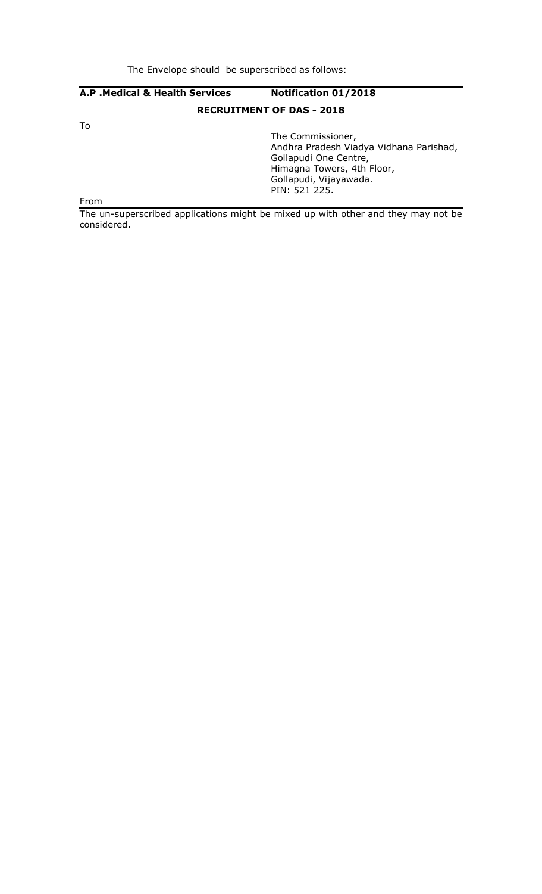The Envelope should be superscribed as follows:

---

**A.P .Medical & Health Services** **Notification 01/2018**

**RECRUITMENT OF DAS - 2018**

To

The Commissioner,
Andhra Pradesh Viadya Vidhana Parishad,
Gollapudi One Centre,
Himagna Towers, 4th Floor,
Gollapudi, Vijayawada.
PIN: 521 225.

From

---

The un-superscribed applications might be mixed up with other and they may not be considered.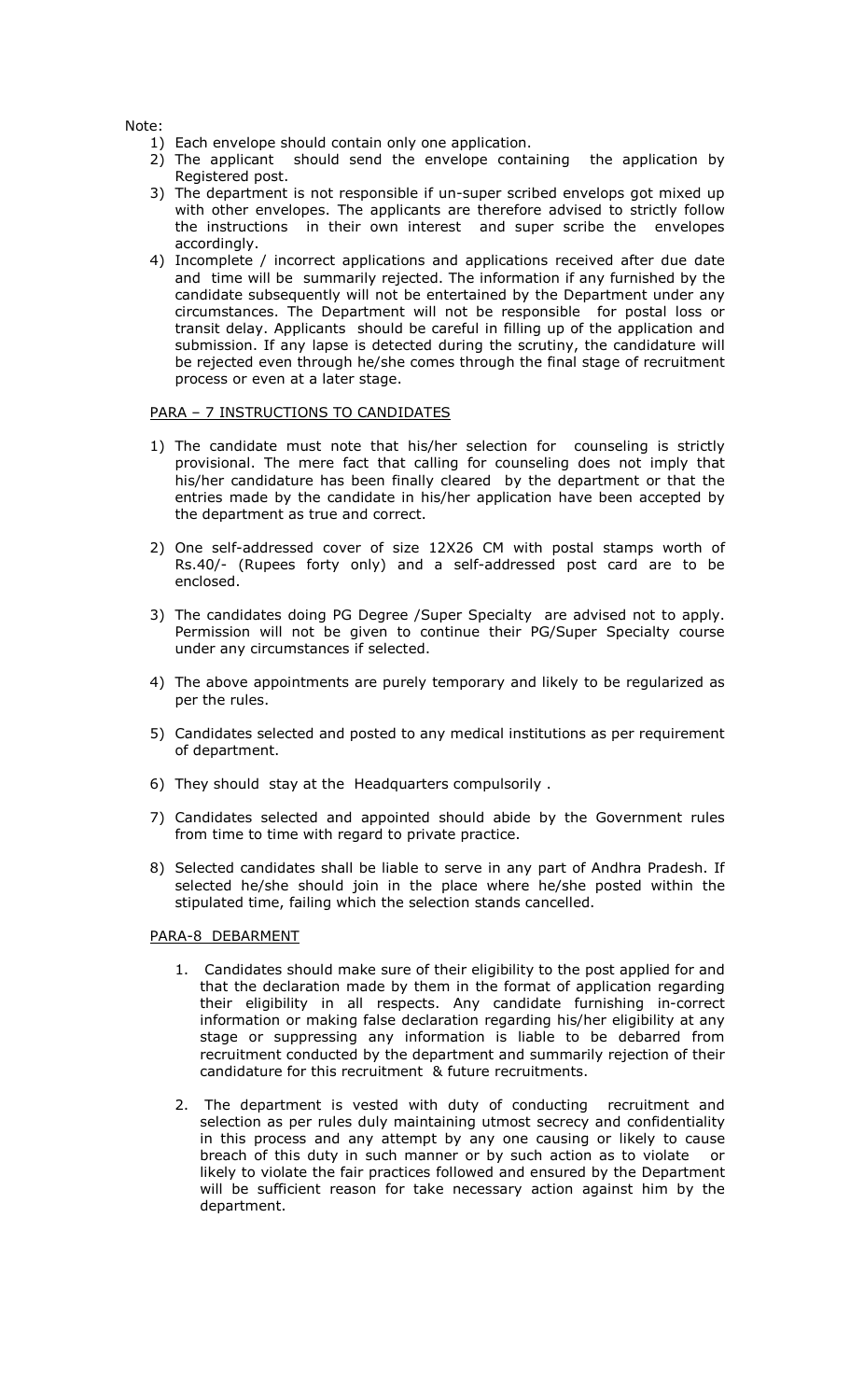Note:

1) Each envelope should contain only one application.
2) The applicant should send the envelope containing the application by Registered post.
3) The department is not responsible if un-super scribed envelops got mixed up with other envelopes. The applicants are therefore advised to strictly follow the instructions in their own interest and super scribe the envelopes accordingly.
4) Incomplete / incorrect applications and applications received after due date and time will be summarily rejected. The information if any furnished by the candidate subsequently will not be entertained by the Department under any circumstances. The Department will not be responsible for postal loss or transit delay. Applicants should be careful in filling up of the application and submission. If any lapse is detected during the scrutiny, the candidature will be rejected even through he/she comes through the final stage of recruitment process or even at a later stage.

PARA – 7 INSTRUCTIONS TO CANDIDATES

1) The candidate must note that his/her selection for counseling is strictly provisional. The mere fact that calling for counseling does not imply that his/her candidature has been finally cleared by the department or that the entries made by the candidate in his/her application have been accepted by the department as true and correct.

2) One self-addressed cover of size 12X26 CM with postal stamps worth of Rs.40/- (Rupees forty only) and a self-addressed post card are to be enclosed.

3) The candidates doing PG Degree /Super Specialty are advised not to apply. Permission will not be given to continue their PG/Super Specialty course under any circumstances if selected.

4) The above appointments are purely temporary and likely to be regularized as per the rules.

5) Candidates selected and posted to any medical institutions as per requirement of department.

6) They should stay at the Headquarters compulsorily .

7) Candidates selected and appointed should abide by the Government rules from time to time with regard to private practice.

8) Selected candidates shall be liable to serve in any part of Andhra Pradesh. If selected he/she should join in the place where he/she posted within the stipulated time, failing which the selection stands cancelled.

PARA-8 DEBARMENT

1. Candidates should make sure of their eligibility to the post applied for and that the declaration made by them in the format of application regarding their eligibility in all respects. Any candidate furnishing in-correct information or making false declaration regarding his/her eligibility at any stage or suppressing any information is liable to be debarred from recruitment conducted by the department and summarily rejection of their candidature for this recruitment & future recruitments.

2. The department is vested with duty of conducting recruitment and selection as per rules duly maintaining utmost secrecy and confidentiality in this process and any attempt by any one causing or likely to cause breach of this duty in such manner or by such action as to violate or likely to violate the fair practices followed and ensured by the Department will be sufficient reason for take necessary action against him by the department.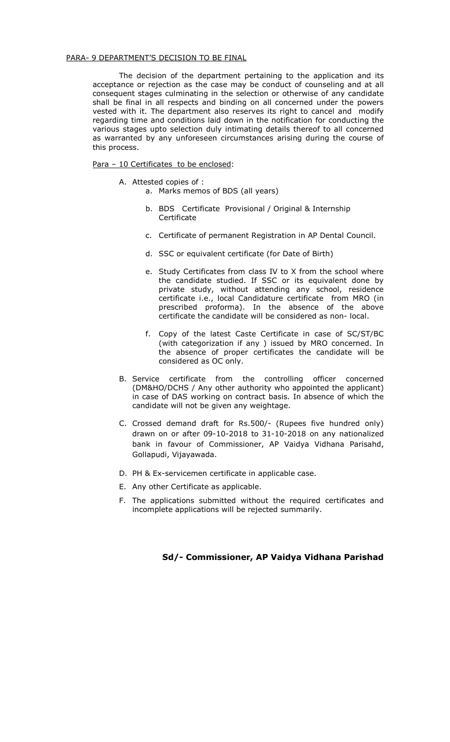## PARA- 9 DEPARTMENT'S DECISION TO BE FINAL

The decision of the department pertaining to the application and its acceptance or rejection as the case may be conduct of counseling and at all consequent stages culminating in the selection or otherwise of any candidate shall be final in all respects and binding on all concerned under the powers vested with it. The department also reserves its right to cancel and modify regarding time and conditions laid down in the notification for conducting the various stages upto selection duly intimating details thereof to all concerned as warranted by any unforeseen circumstances arising during the course of this process.

## Para – 10 Certificates to be enclosed:

A. Attested copies of :
   a. Marks memos of BDS (all years)
   b. BDS Certificate Provisional / Original & Internship Certificate
   c. Certificate of permanent Registration in AP Dental Council.
   d. SSC or equivalent certificate (for Date of Birth)
   e. Study Certificates from class IV to X from the school where the candidate studied. If SSC or its equivalent done by private study, without attending any school, residence certificate i.e., local Candidature certificate from MRO (in prescribed proforma). In the absence of the above certificate the candidate will be considered as non- local.
   f. Copy of the latest Caste Certificate in case of SC/ST/BC (with categorization if any ) issued by MRO concerned. In the absence of proper certificates the candidate will be considered as OC only.

B. Service certificate from the controlling officer concerned (DM&HO/DCHS / Any other authority who appointed the applicant) in case of DAS working on contract basis. In absence of which the candidate will not be given any weightage.

C. Crossed demand draft for Rs.500/- (Rupees five hundred only) drawn on or after 09-10-2018 to 31-10-2018 on any nationalized bank in favour of Commissioner, AP Vaidya Vidhana Parisahd, Gollapudi, Vijayawada.

D. PH & Ex-servicemen certificate in applicable case.

E. Any other Certificate as applicable.

F. The applications submitted without the required certificates and incomplete applications will be rejected summarily.

**Sd/- Commissioner, AP Vaidya Vidhana Parishad**